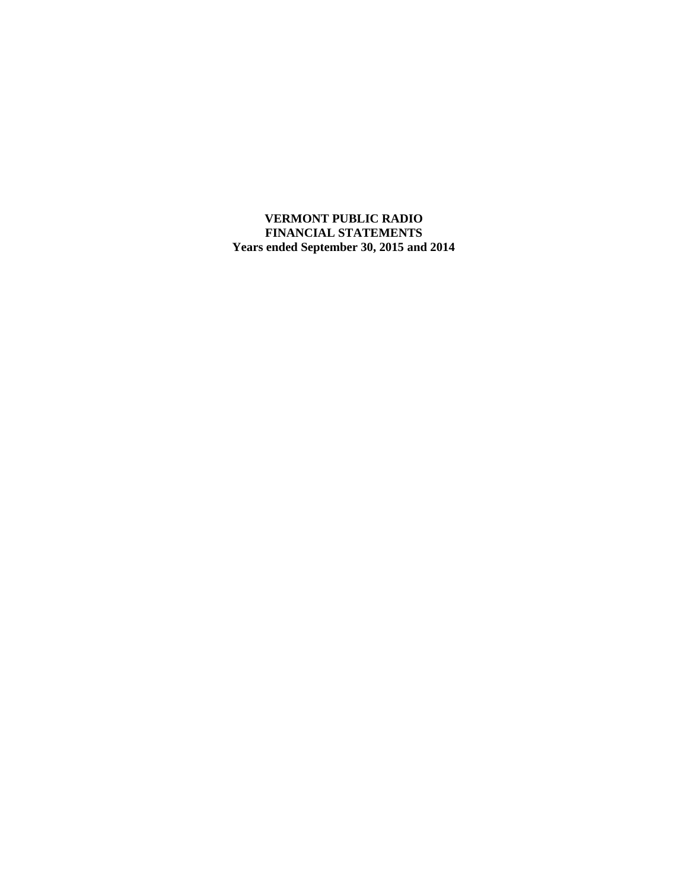# VERMONT PUBLIC RADIO
## FINANCIAL STATEMENTS
### Years ended September 30, 2015 and 2014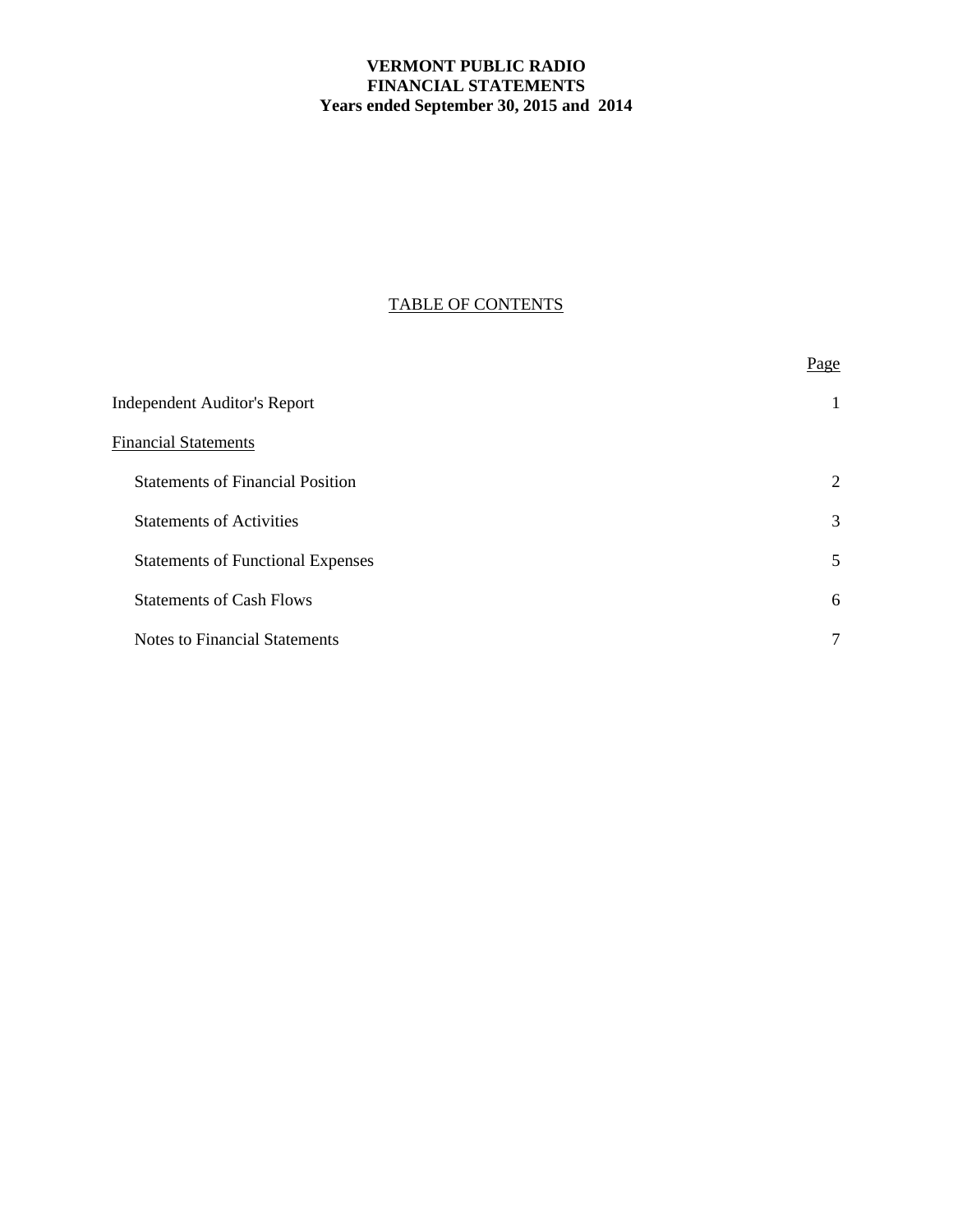**VERMONT PUBLIC RADIO**
**FINANCIAL STATEMENTS**
**Years ended September 30, 2015 and 2014**

TABLE OF CONTENTS

| | Page |
|---|---|
| Independent Auditor's Report | 1 |
| Financial Statements | |
| Statements of Financial Position | 2 |
| Statements of Activities | 3 |
| Statements of Functional Expenses | 5 |
| Statements of Cash Flows | 6 |
| Notes to Financial Statements | 7 |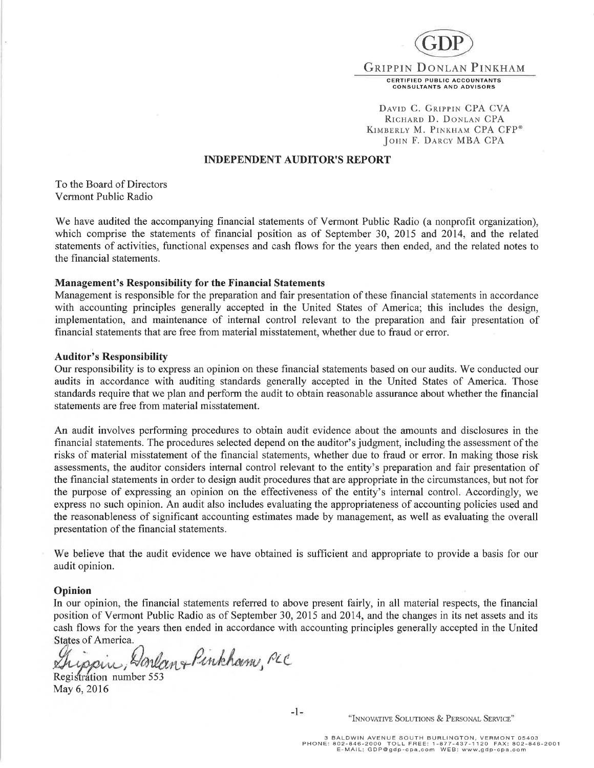GDP

GRIPPIN DONLAN PINKHAM

CERTIFIED PUBLIC ACCOUNTANTS
CONSULTANTS AND ADVISORS

DAVID C. GRIPPIN CPA CVA
RICHARD D. DONLAN CPA
KIMBERLY M. PINKHAM CPA CFP®
JOHN F. DARCY MBA CPA

## INDEPENDENT AUDITOR'S REPORT

To the Board of Directors
Vermont Public Radio

We have audited the accompanying financial statements of Vermont Public Radio (a nonprofit organization), which comprise the statements of financial position as of September 30, 2015 and 2014, and the related statements of activities, functional expenses and cash flows for the years then ended, and the related notes to the financial statements.

### Management's Responsibility for the Financial Statements

Management is responsible for the preparation and fair presentation of these financial statements in accordance with accounting principles generally accepted in the United States of America; this includes the design, implementation, and maintenance of internal control relevant to the preparation and fair presentation of financial statements that are free from material misstatement, whether due to fraud or error.

### Auditor's Responsibility

Our responsibility is to express an opinion on these financial statements based on our audits. We conducted our audits in accordance with auditing standards generally accepted in the United States of America. Those standards require that we plan and perform the audit to obtain reasonable assurance about whether the financial statements are free from material misstatement.

An audit involves performing procedures to obtain audit evidence about the amounts and disclosures in the financial statements. The procedures selected depend on the auditor's judgment, including the assessment of the risks of material misstatement of the financial statements, whether due to fraud or error. In making those risk assessments, the auditor considers internal control relevant to the entity's preparation and fair presentation of the financial statements in order to design audit procedures that are appropriate in the circumstances, but not for the purpose of expressing an opinion on the effectiveness of the entity's internal control. Accordingly, we express no such opinion. An audit also includes evaluating the appropriateness of accounting policies used and the reasonableness of significant accounting estimates made by management, as well as evaluating the overall presentation of the financial statements.

We believe that the audit evidence we have obtained is sufficient and appropriate to provide a basis for our audit opinion.

### Opinion

In our opinion, the financial statements referred to above present fairly, in all material respects, the financial position of Vermont Public Radio as of September 30, 2015 and 2014, and the changes in its net assets and its cash flows for the years then ended in accordance with accounting principles generally accepted in the United States of America.

Grippin, Donlan & Pinkham, PLC

Registration number 553
May 6, 2016

"INNOVATIVE SOLUTIONS & PERSONAL SERVICE"

3 BALDWIN AVENUE SOUTH BURLINGTON, VERMONT 05403
PHONE: 802-846-2000 TOLL FREE: 1-877-437-1120 FAX: 802-846-2001
E-MAIL: GDP@gdp-cpa.com WEB: www.gdp-cpa.com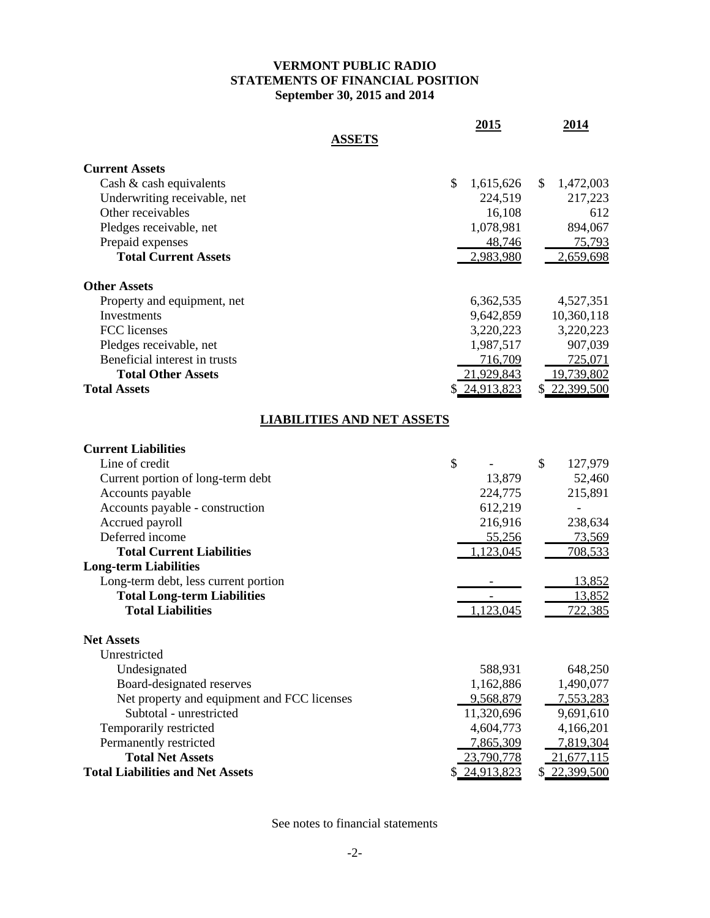# VERMONT PUBLIC RADIO
## STATEMENTS OF FINANCIAL POSITION
### September 30, 2015 and 2014

| | 2015 | 2014 |
|---|---|---|
| **ASSETS** | | |
| **Current Assets** | | |
| Cash & cash equivalents | $ 1,615,626 | $ 1,472,003 |
| Underwriting receivable, net | 224,519 | 217,223 |
| Other receivables | 16,108 | 612 |
| Pledges receivable, net | 1,078,981 | 894,067 |
| Prepaid expenses | 48,746 | 75,793 |
| **Total Current Assets** | 2,983,980 | 2,659,698 |
| **Other Assets** | | |
| Property and equipment, net | 6,362,535 | 4,527,351 |
| Investments | 9,642,859 | 10,360,118 |
| FCC licenses | 3,220,223 | 3,220,223 |
| Pledges receivable, net | 1,987,517 | 907,039 |
| Beneficial interest in trusts | 716,709 | 725,071 |
| **Total Other Assets** | 21,929,843 | 19,739,802 |
| **Total Assets** | $ 24,913,823 | $ 22,399,500 |
| **LIABILITIES AND NET ASSETS** | | |
| **Current Liabilities** | | |
| Line of credit | $ - | $ 127,979 |
| Current portion of long-term debt | 13,879 | 52,460 |
| Accounts payable | 224,775 | 215,891 |
| Accounts payable - construction | 612,219 | - |
| Accrued payroll | 216,916 | 238,634 |
| Deferred income | 55,256 | 73,569 |
| **Total Current Liabilities** | 1,123,045 | 708,533 |
| **Long-term Liabilities** | | |
| Long-term debt, less current portion | - | 13,852 |
| **Total Long-term Liabilities** | - | 13,852 |
| **Total Liabilities** | 1,123,045 | 722,385 |
| **Net Assets** | | |
| Unrestricted | | |
| Undesignated | 588,931 | 648,250 |
| Board-designated reserves | 1,162,886 | 1,490,077 |
| Net property and equipment and FCC licenses | 9,568,879 | 7,553,283 |
| Subtotal - unrestricted | 11,320,696 | 9,691,610 |
| Temporarily restricted | 4,604,773 | 4,166,201 |
| Permanently restricted | 7,865,309 | 7,819,304 |
| **Total Net Assets** | 23,790,778 | 21,677,115 |
| **Total Liabilities and Net Assets** | $ 24,913,823 | $ 22,399,500 |

See notes to financial statements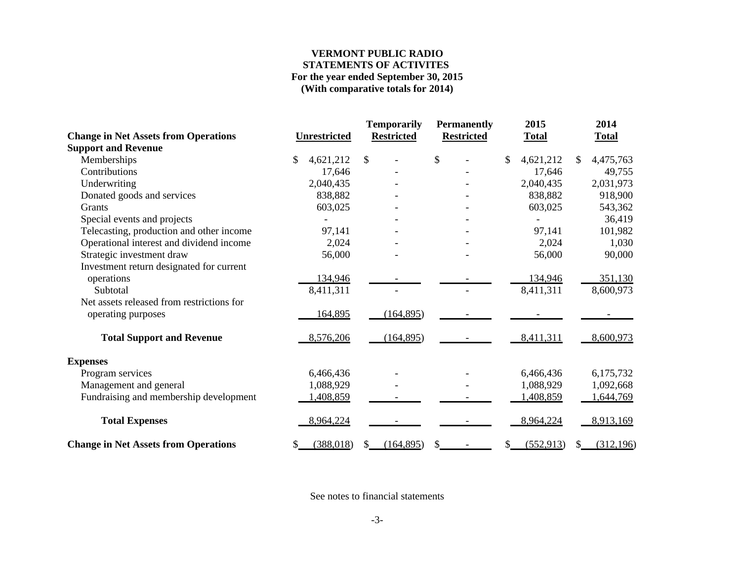# VERMONT PUBLIC RADIO
## STATEMENTS OF ACTIVITES
### For the year ended September 30, 2015
### (With comparative totals for 2014)

| Change in Net Assets from Operations | Unrestricted | Temporarily Restricted | Permanently Restricted | 2015 Total | 2014 Total |
|---|---|---|---|---|---|
| **Support and Revenue** | | | | | |
| Memberships | $ 4,621,212 | $ - | $ - | $ 4,621,212 | $ 4,475,763 |
| Contributions | 17,646 | - | - | 17,646 | 49,755 |
| Underwriting | 2,040,435 | - | - | 2,040,435 | 2,031,973 |
| Donated goods and services | 838,882 | - | - | 838,882 | 918,900 |
| Grants | 603,025 | - | - | 603,025 | 543,362 |
| Special events and projects | - | - | - | - | 36,419 |
| Telecasting, production and other income | 97,141 | - | - | 97,141 | 101,982 |
| Operational interest and dividend income | 2,024 | - | - | 2,024 | 1,030 |
| Strategic investment draw | 56,000 | - | - | 56,000 | 90,000 |
| Investment return designated for current operations | 134,946 | - | - | 134,946 | 351,130 |
| Subtotal | 8,411,311 | - | - | 8,411,311 | 8,600,973 |
| Net assets released from restrictions for operating purposes | 164,895 | (164,895) | - | - | - |
| **Total Support and Revenue** | 8,576,206 | (164,895) | - | 8,411,311 | 8,600,973 |
| **Expenses** | | | | | |
| Program services | 6,466,436 | - | - | 6,466,436 | 6,175,732 |
| Management and general | 1,088,929 | - | - | 1,088,929 | 1,092,668 |
| Fundraising and membership development | 1,408,859 | - | - | 1,408,859 | 1,644,769 |
| **Total Expenses** | 8,964,224 | - | - | 8,964,224 | 8,913,169 |
| **Change in Net Assets from Operations** | $ (388,018) | $ (164,895) | $ - | $ (552,913) | $ (312,196) |

See notes to financial statements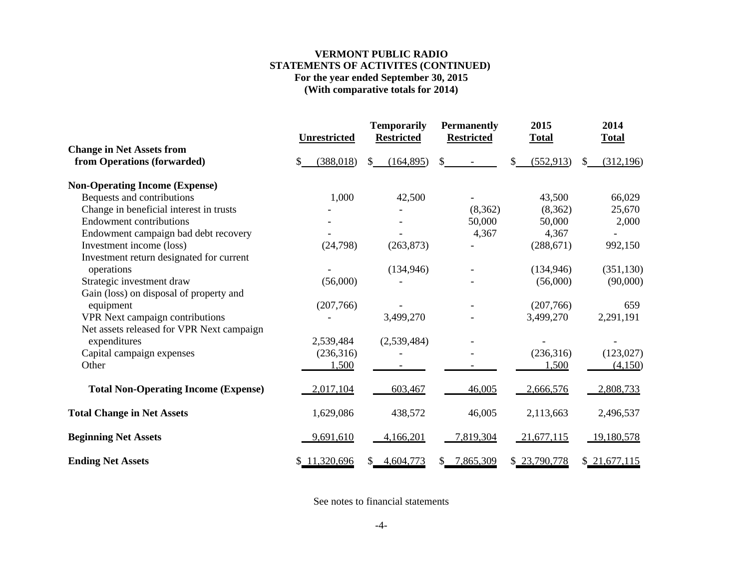**VERMONT PUBLIC RADIO**
**STATEMENTS OF ACTIVITES (CONTINUED)**
**For the year ended September 30, 2015**
**(With comparative totals for 2014)**

| | Unrestricted | Temporarily Restricted | Permanently Restricted | 2015 Total | 2014 Total |
|---|---|---|---|---|---|
| **Change in Net Assets from from Operations (forwarded)** | $ (388,018) | $ (164,895) | $ - | $ (552,913) | $ (312,196) |
| **Non-Operating Income (Expense)** | | | | | |
| Bequests and contributions | 1,000 | 42,500 | - | 43,500 | 66,029 |
| Change in beneficial interest in trusts | - | - | (8,362) | (8,362) | 25,670 |
| Endowment contributions | - | - | 50,000 | 50,000 | 2,000 |
| Endowment campaign bad debt recovery | - | - | 4,367 | 4,367 | - |
| Investment income (loss) | (24,798) | (263,873) | - | (288,671) | 992,150 |
| Investment return designated for current operations | - | (134,946) | - | (134,946) | (351,130) |
| Strategic investment draw | (56,000) | - | - | (56,000) | (90,000) |
| Gain (loss) on disposal of property and equipment | (207,766) | - | - | (207,766) | 659 |
| VPR Next campaign contributions | - | 3,499,270 | - | 3,499,270 | 2,291,191 |
| Net assets released for VPR Next campaign expenditures | 2,539,484 | (2,539,484) | - | - | - |
| Capital campaign expenses | (236,316) | - | - | (236,316) | (123,027) |
| Other | 1,500 | - | - | 1,500 | (4,150) |
| **Total Non-Operating Income (Expense)** | 2,017,104 | 603,467 | 46,005 | 2,666,576 | 2,808,733 |
| **Total Change in Net Assets** | 1,629,086 | 438,572 | 46,005 | 2,113,663 | 2,496,537 |
| **Beginning Net Assets** | 9,691,610 | 4,166,201 | 7,819,304 | 21,677,115 | 19,180,578 |
| **Ending Net Assets** | $ 11,320,696 | $ 4,604,773 | $ 7,865,309 | $ 23,790,778 | $ 21,677,115 |

See notes to financial statements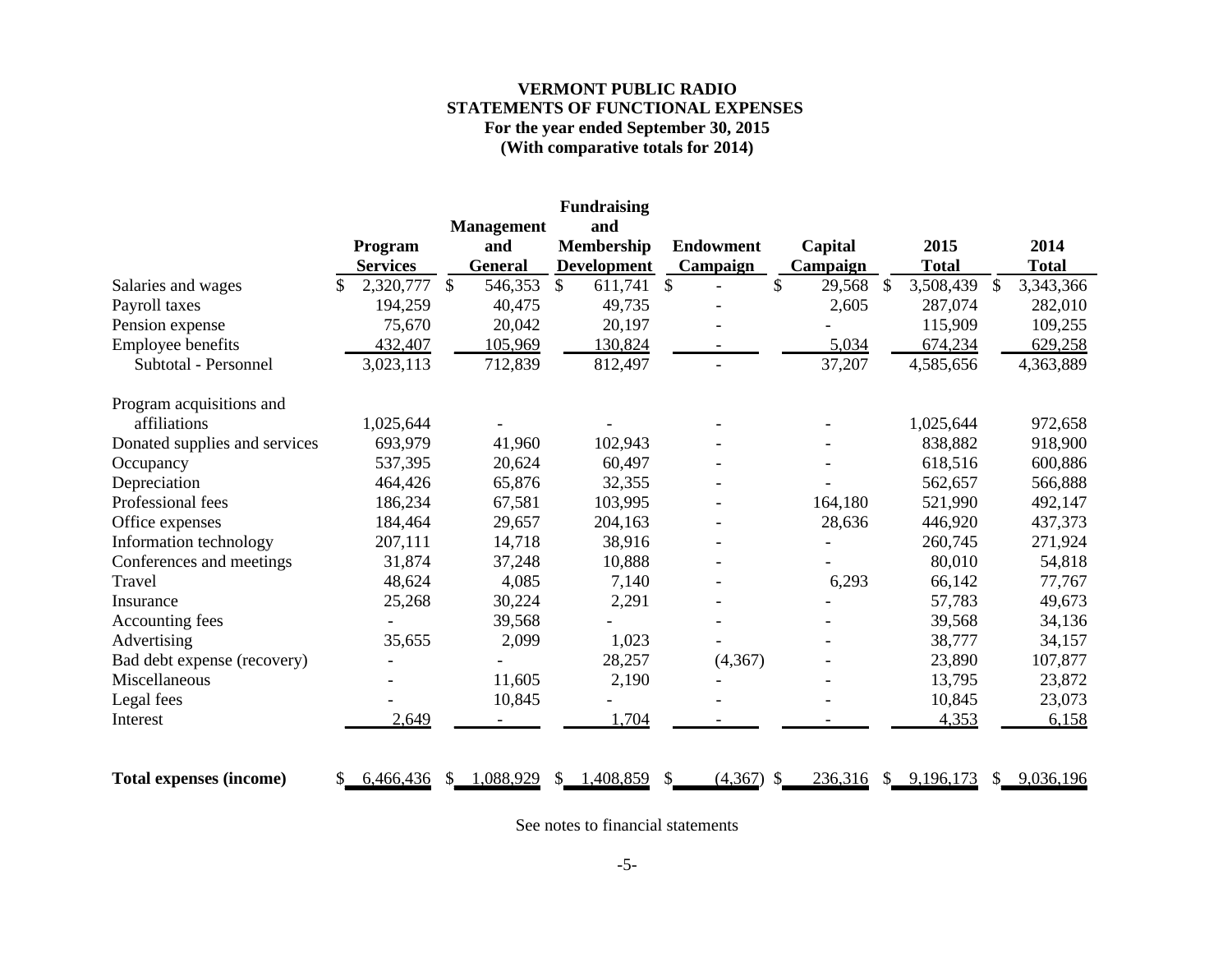# VERMONT PUBLIC RADIO
## STATEMENTS OF FUNCTIONAL EXPENSES
### For the year ended September 30, 2015
### (With comparative totals for 2014)

| | Program Services | Management and General | Fundraising and Membership Development | Endowment Campaign | Capital Campaign | 2015 Total | 2014 Total |
|---|---|---|---|---|---|---|---|
| Salaries and wages | $ 2,320,777 | $ 546,353 | $ 611,741 | $ - | $ 29,568 | $ 3,508,439 | $ 3,343,366 |
| Payroll taxes | 194,259 | 40,475 | 49,735 | - | 2,605 | 287,074 | 282,010 |
| Pension expense | 75,670 | 20,042 | 20,197 | - | - | 115,909 | 109,255 |
| Employee benefits | 432,407 | 105,969 | 130,824 | - | 5,034 | 674,234 | 629,258 |
| Subtotal - Personnel | 3,023,113 | 712,839 | 812,497 | - | 37,207 | 4,585,656 | 4,363,889 |
| Program acquisitions and affiliations | 1,025,644 | - | - | - | - | 1,025,644 | 972,658 |
| Donated supplies and services | 693,979 | 41,960 | 102,943 | - | - | 838,882 | 918,900 |
| Occupancy | 537,395 | 20,624 | 60,497 | - | - | 618,516 | 600,886 |
| Depreciation | 464,426 | 65,876 | 32,355 | - | - | 562,657 | 566,888 |
| Professional fees | 186,234 | 67,581 | 103,995 | - | 164,180 | 521,990 | 492,147 |
| Office expenses | 184,464 | 29,657 | 204,163 | - | 28,636 | 446,920 | 437,373 |
| Information technology | 207,111 | 14,718 | 38,916 | - | - | 260,745 | 271,924 |
| Conferences and meetings | 31,874 | 37,248 | 10,888 | - | - | 80,010 | 54,818 |
| Travel | 48,624 | 4,085 | 7,140 | - | 6,293 | 66,142 | 77,767 |
| Insurance | 25,268 | 30,224 | 2,291 | - | - | 57,783 | 49,673 |
| Accounting fees | - | 39,568 | - | - | - | 39,568 | 34,136 |
| Advertising | 35,655 | 2,099 | 1,023 | - | - | 38,777 | 34,157 |
| Bad debt expense (recovery) | - | - | 28,257 | (4,367) | - | 23,890 | 107,877 |
| Miscellaneous | - | 11,605 | 2,190 | - | - | 13,795 | 23,872 |
| Legal fees | - | 10,845 | - | - | - | 10,845 | 23,073 |
| Interest | 2,649 | - | 1,704 | - | - | 4,353 | 6,158 |
| **Total expenses (income)** | $ 6,466,436 | $ 1,088,929 | $ 1,408,859 | $ (4,367) | $ 236,316 | $ 9,196,173 | $ 9,036,196 |

See notes to financial statements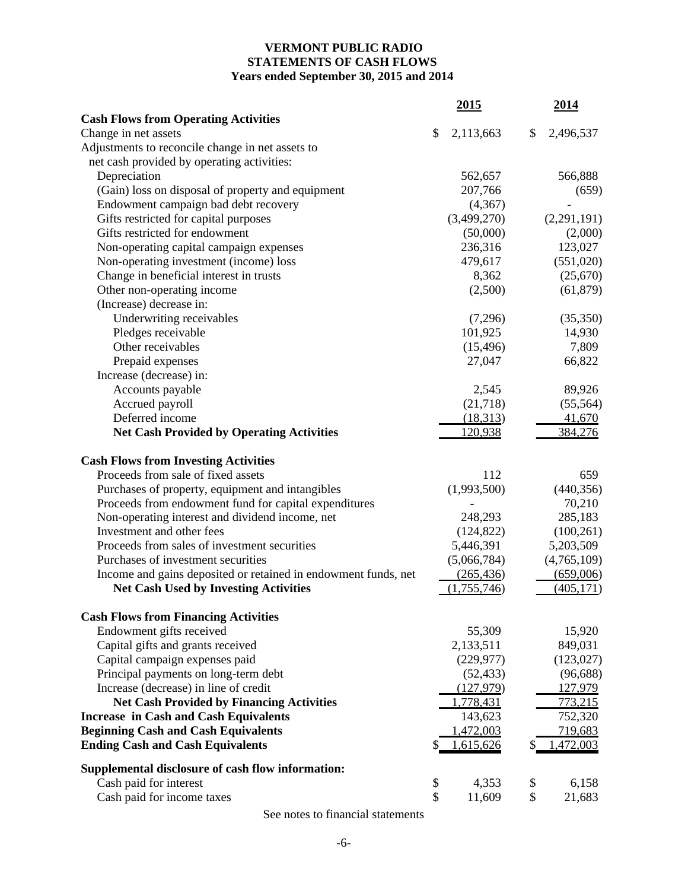# VERMONT PUBLIC RADIO
## STATEMENTS OF CASH FLOWS
### Years ended September 30, 2015 and 2014

| | 2015 | 2014 |
|---|---|---|
| **Cash Flows from Operating Activities** | | |
| Change in net assets | $ 2,113,663 | $ 2,496,537 |
| Adjustments to reconcile change in net assets to net cash provided by operating activities: | | |
| Depreciation | 562,657 | 566,888 |
| (Gain) loss on disposal of property and equipment | 207,766 | (659) |
| Endowment campaign bad debt recovery | (4,367) | - |
| Gifts restricted for capital purposes | (3,499,270) | (2,291,191) |
| Gifts restricted for endowment | (50,000) | (2,000) |
| Non-operating capital campaign expenses | 236,316 | 123,027 |
| Non-operating investment (income) loss | 479,617 | (551,020) |
| Change in beneficial interest in trusts | 8,362 | (25,670) |
| Other non-operating income | (2,500) | (61,879) |
| (Increase) decrease in: | | |
| Underwriting receivables | (7,296) | (35,350) |
| Pledges receivable | 101,925 | 14,930 |
| Other receivables | (15,496) | 7,809 |
| Prepaid expenses | 27,047 | 66,822 |
| Increase (decrease) in: | | |
| Accounts payable | 2,545 | 89,926 |
| Accrued payroll | (21,718) | (55,564) |
| Deferred income | (18,313) | 41,670 |
| **Net Cash Provided by Operating Activities** | 120,938 | 384,276 |
| **Cash Flows from Investing Activities** | | |
| Proceeds from sale of fixed assets | 112 | 659 |
| Purchases of property, equipment and intangibles | (1,993,500) | (440,356) |
| Proceeds from endowment fund for capital expenditures | - | 70,210 |
| Non-operating interest and dividend income, net | 248,293 | 285,183 |
| Investment and other fees | (124,822) | (100,261) |
| Proceeds from sales of investment securities | 5,446,391 | 5,203,509 |
| Purchases of investment securities | (5,066,784) | (4,765,109) |
| Income and gains deposited or retained in endowment funds, net | (265,436) | (659,006) |
| **Net Cash Used by Investing Activities** | (1,755,746) | (405,171) |
| **Cash Flows from Financing Activities** | | |
| Endowment gifts received | 55,309 | 15,920 |
| Capital gifts and grants received | 2,133,511 | 849,031 |
| Capital campaign expenses paid | (229,977) | (123,027) |
| Principal payments on long-term debt | (52,433) | (96,688) |
| Increase (decrease) in line of credit | (127,979) | 127,979 |
| **Net Cash Provided by Financing Activities** | 1,778,431 | 773,215 |
| **Increase in Cash and Cash Equivalents** | 143,623 | 752,320 |
| **Beginning Cash and Cash Equivalents** | 1,472,003 | 719,683 |
| **Ending Cash and Cash Equivalents** | $ 1,615,626 | $ 1,472,003 |
| **Supplemental disclosure of cash flow information:** | | |
| Cash paid for interest | $ 4,353 | $ 6,158 |
| Cash paid for income taxes | $ 11,609 | $ 21,683 |

See notes to financial statements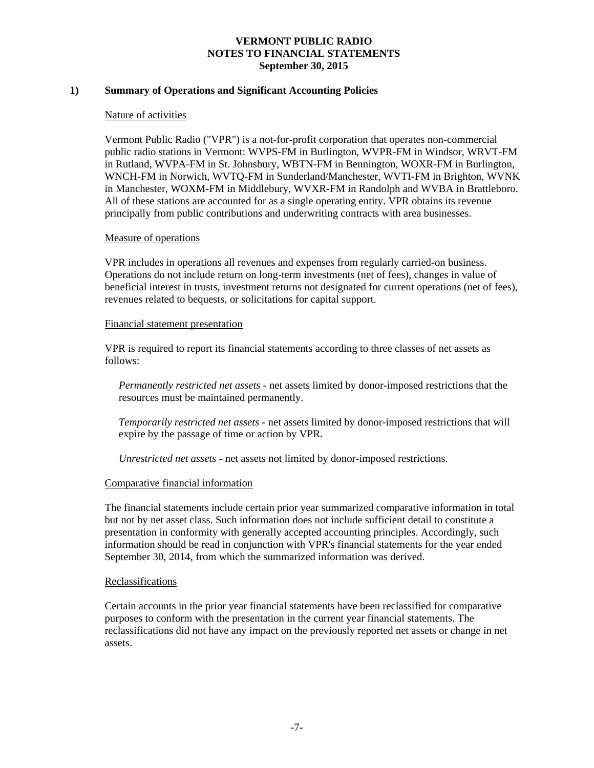# VERMONT PUBLIC RADIO
# NOTES TO FINANCIAL STATEMENTS
# September 30, 2015

## 1) Summary of Operations and Significant Accounting Policies

### Nature of activities

Vermont Public Radio ("VPR") is a not-for-profit corporation that operates non-commercial public radio stations in Vermont: WVPS-FM in Burlington, WVPR-FM in Windsor, WRVT-FM in Rutland, WVPA-FM in St. Johnsbury, WBTN-FM in Bennington, WOXR-FM in Burlington, WNCH-FM in Norwich, WVTQ-FM in Sunderland/Manchester, WVTI-FM in Brighton, WVNK in Manchester, WOXM-FM in Middlebury, WVXR-FM in Randolph and WVBA in Brattleboro. All of these stations are accounted for as a single operating entity. VPR obtains its revenue principally from public contributions and underwriting contracts with area businesses.

### Measure of operations

VPR includes in operations all revenues and expenses from regularly carried-on business. Operations do not include return on long-term investments (net of fees), changes in value of beneficial interest in trusts, investment returns not designated for current operations (net of fees), revenues related to bequests, or solicitations for capital support.

### Financial statement presentation

VPR is required to report its financial statements according to three classes of net assets as follows:

*Permanently restricted net assets* - net assets limited by donor-imposed restrictions that the resources must be maintained permanently.

*Temporarily restricted net assets* - net assets limited by donor-imposed restrictions that will expire by the passage of time or action by VPR.

*Unrestricted net assets* - net assets not limited by donor-imposed restrictions.

### Comparative financial information

The financial statements include certain prior year summarized comparative information in total but not by net asset class. Such information does not include sufficient detail to constitute a presentation in conformity with generally accepted accounting principles. Accordingly, such information should be read in conjunction with VPR's financial statements for the year ended September 30, 2014, from which the summarized information was derived.

### Reclassifications

Certain accounts in the prior year financial statements have been reclassified for comparative purposes to conform with the presentation in the current year financial statements. The reclassifications did not have any impact on the previously reported net assets or change in net assets.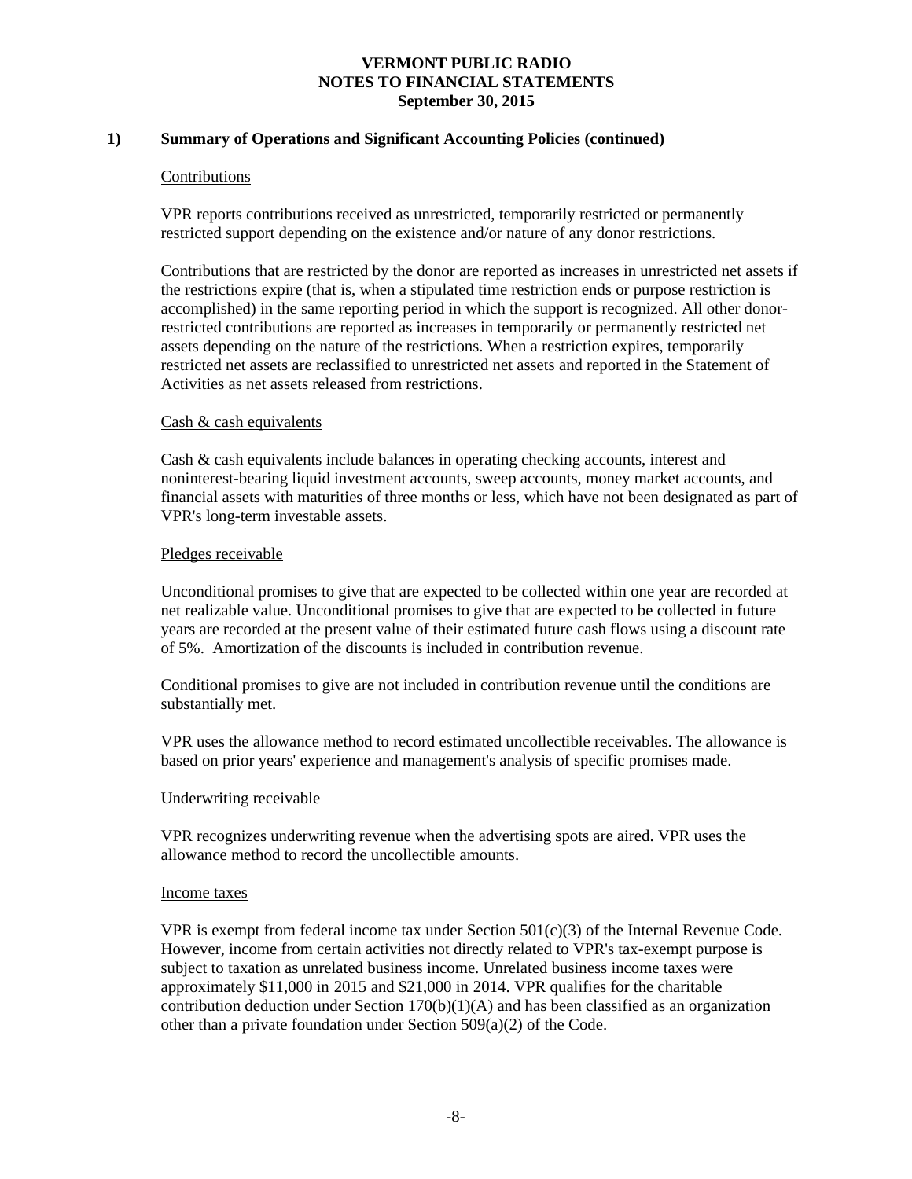## 1) Summary of Operations and Significant Accounting Policies (continued)

### Contributions

VPR reports contributions received as unrestricted, temporarily restricted or permanently restricted support depending on the existence and/or nature of any donor restrictions.

Contributions that are restricted by the donor are reported as increases in unrestricted net assets if the restrictions expire (that is, when a stipulated time restriction ends or purpose restriction is accomplished) in the same reporting period in which the support is recognized. All other donor-restricted contributions are reported as increases in temporarily or permanently restricted net assets depending on the nature of the restrictions. When a restriction expires, temporarily restricted net assets are reclassified to unrestricted net assets and reported in the Statement of Activities as net assets released from restrictions.

### Cash & cash equivalents

Cash & cash equivalents include balances in operating checking accounts, interest and noninterest-bearing liquid investment accounts, sweep accounts, money market accounts, and financial assets with maturities of three months or less, which have not been designated as part of VPR's long-term investable assets.

### Pledges receivable

Unconditional promises to give that are expected to be collected within one year are recorded at net realizable value. Unconditional promises to give that are expected to be collected in future years are recorded at the present value of their estimated future cash flows using a discount rate of 5%. Amortization of the discounts is included in contribution revenue.

Conditional promises to give are not included in contribution revenue until the conditions are substantially met.

VPR uses the allowance method to record estimated uncollectible receivables. The allowance is based on prior years' experience and management's analysis of specific promises made.

### Underwriting receivable

VPR recognizes underwriting revenue when the advertising spots are aired. VPR uses the allowance method to record the uncollectible amounts.

### Income taxes

VPR is exempt from federal income tax under Section 501(c)(3) of the Internal Revenue Code. However, income from certain activities not directly related to VPR's tax-exempt purpose is subject to taxation as unrelated business income. Unrelated business income taxes were approximately $11,000 in 2015 and $21,000 in 2014. VPR qualifies for the charitable contribution deduction under Section 170(b)(1)(A) and has been classified as an organization other than a private foundation under Section 509(a)(2) of the Code.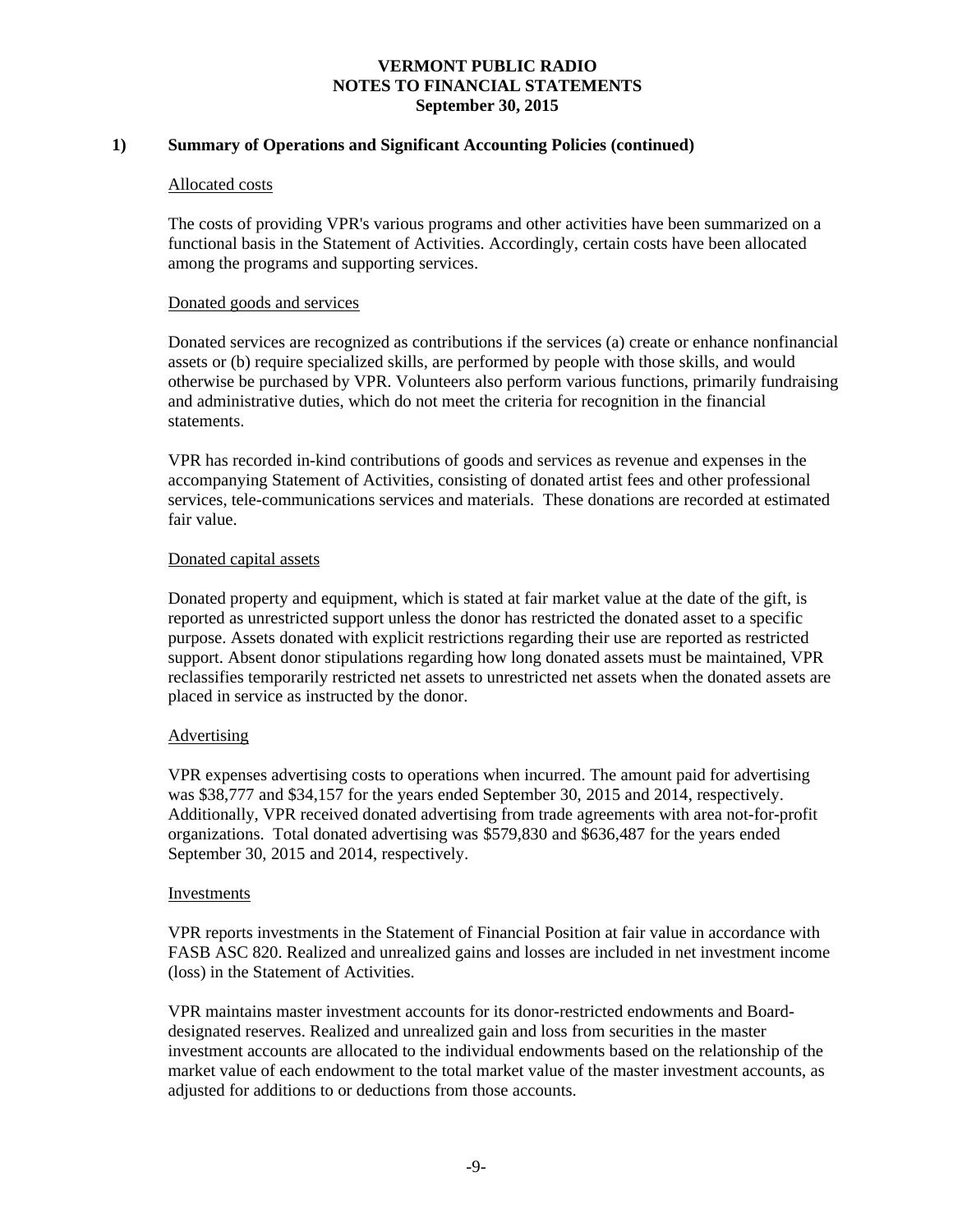**VERMONT PUBLIC RADIO**
**NOTES TO FINANCIAL STATEMENTS**
**September 30, 2015**

## 1) Summary of Operations and Significant Accounting Policies (continued)

Allocated costs

The costs of providing VPR's various programs and other activities have been summarized on a functional basis in the Statement of Activities. Accordingly, certain costs have been allocated among the programs and supporting services.

Donated goods and services

Donated services are recognized as contributions if the services (a) create or enhance nonfinancial assets or (b) require specialized skills, are performed by people with those skills, and would otherwise be purchased by VPR. Volunteers also perform various functions, primarily fundraising and administrative duties, which do not meet the criteria for recognition in the financial statements.

VPR has recorded in-kind contributions of goods and services as revenue and expenses in the accompanying Statement of Activities, consisting of donated artist fees and other professional services, tele-communications services and materials. These donations are recorded at estimated fair value.

Donated capital assets

Donated property and equipment, which is stated at fair market value at the date of the gift, is reported as unrestricted support unless the donor has restricted the donated asset to a specific purpose. Assets donated with explicit restrictions regarding their use are reported as restricted support. Absent donor stipulations regarding how long donated assets must be maintained, VPR reclassifies temporarily restricted net assets to unrestricted net assets when the donated assets are placed in service as instructed by the donor.

Advertising

VPR expenses advertising costs to operations when incurred. The amount paid for advertising was $38,777 and $34,157 for the years ended September 30, 2015 and 2014, respectively. Additionally, VPR received donated advertising from trade agreements with area not-for-profit organizations. Total donated advertising was $579,830 and $636,487 for the years ended September 30, 2015 and 2014, respectively.

Investments

VPR reports investments in the Statement of Financial Position at fair value in accordance with FASB ASC 820. Realized and unrealized gains and losses are included in net investment income (loss) in the Statement of Activities.

VPR maintains master investment accounts for its donor-restricted endowments and Board-designated reserves. Realized and unrealized gain and loss from securities in the master investment accounts are allocated to the individual endowments based on the relationship of the market value of each endowment to the total market value of the master investment accounts, as adjusted for additions to or deductions from those accounts.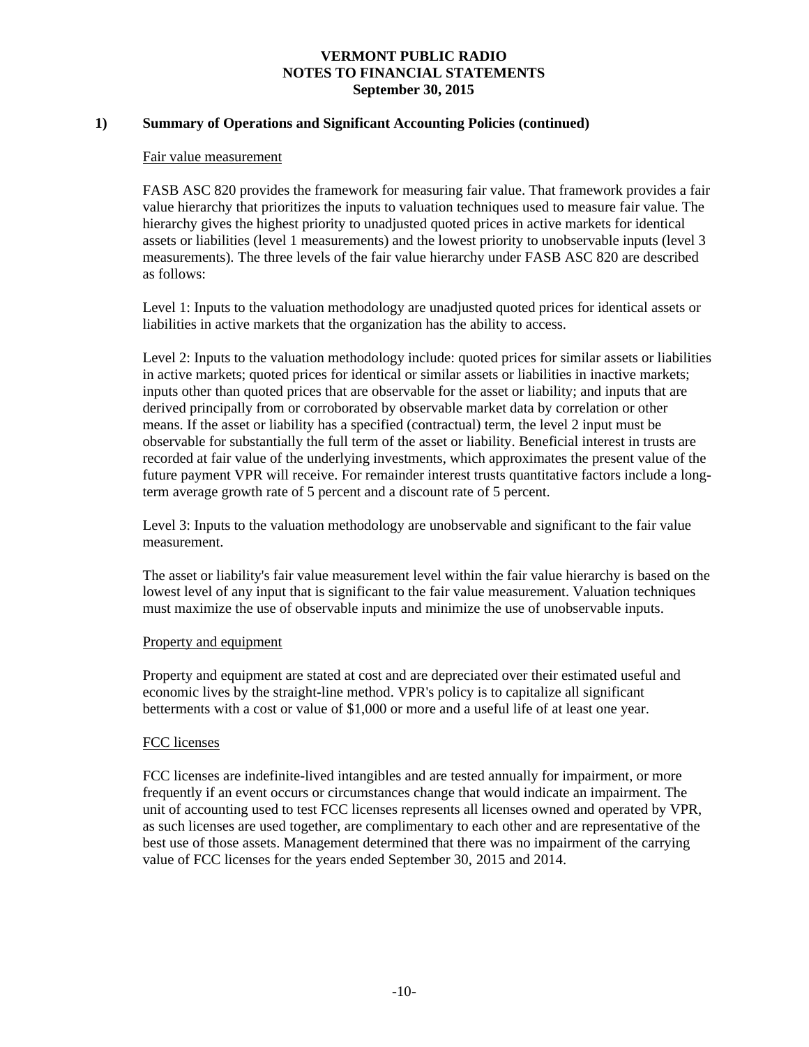## 1) Summary of Operations and Significant Accounting Policies (continued)

### Fair value measurement

FASB ASC 820 provides the framework for measuring fair value. That framework provides a fair value hierarchy that prioritizes the inputs to valuation techniques used to measure fair value. The hierarchy gives the highest priority to unadjusted quoted prices in active markets for identical assets or liabilities (level 1 measurements) and the lowest priority to unobservable inputs (level 3 measurements). The three levels of the fair value hierarchy under FASB ASC 820 are described as follows:

Level 1: Inputs to the valuation methodology are unadjusted quoted prices for identical assets or liabilities in active markets that the organization has the ability to access.

Level 2: Inputs to the valuation methodology include: quoted prices for similar assets or liabilities in active markets; quoted prices for identical or similar assets or liabilities in inactive markets; inputs other than quoted prices that are observable for the asset or liability; and inputs that are derived principally from or corroborated by observable market data by correlation or other means. If the asset or liability has a specified (contractual) term, the level 2 input must be observable for substantially the full term of the asset or liability. Beneficial interest in trusts are recorded at fair value of the underlying investments, which approximates the present value of the future payment VPR will receive. For remainder interest trusts quantitative factors include a long-term average growth rate of 5 percent and a discount rate of 5 percent.

Level 3: Inputs to the valuation methodology are unobservable and significant to the fair value measurement.

The asset or liability's fair value measurement level within the fair value hierarchy is based on the lowest level of any input that is significant to the fair value measurement. Valuation techniques must maximize the use of observable inputs and minimize the use of unobservable inputs.

### Property and equipment

Property and equipment are stated at cost and are depreciated over their estimated useful and economic lives by the straight-line method. VPR's policy is to capitalize all significant betterments with a cost or value of $1,000 or more and a useful life of at least one year.

### FCC licenses

FCC licenses are indefinite-lived intangibles and are tested annually for impairment, or more frequently if an event occurs or circumstances change that would indicate an impairment. The unit of accounting used to test FCC licenses represents all licenses owned and operated by VPR, as such licenses are used together, are complimentary to each other and are representative of the best use of those assets. Management determined that there was no impairment of the carrying value of FCC licenses for the years ended September 30, 2015 and 2014.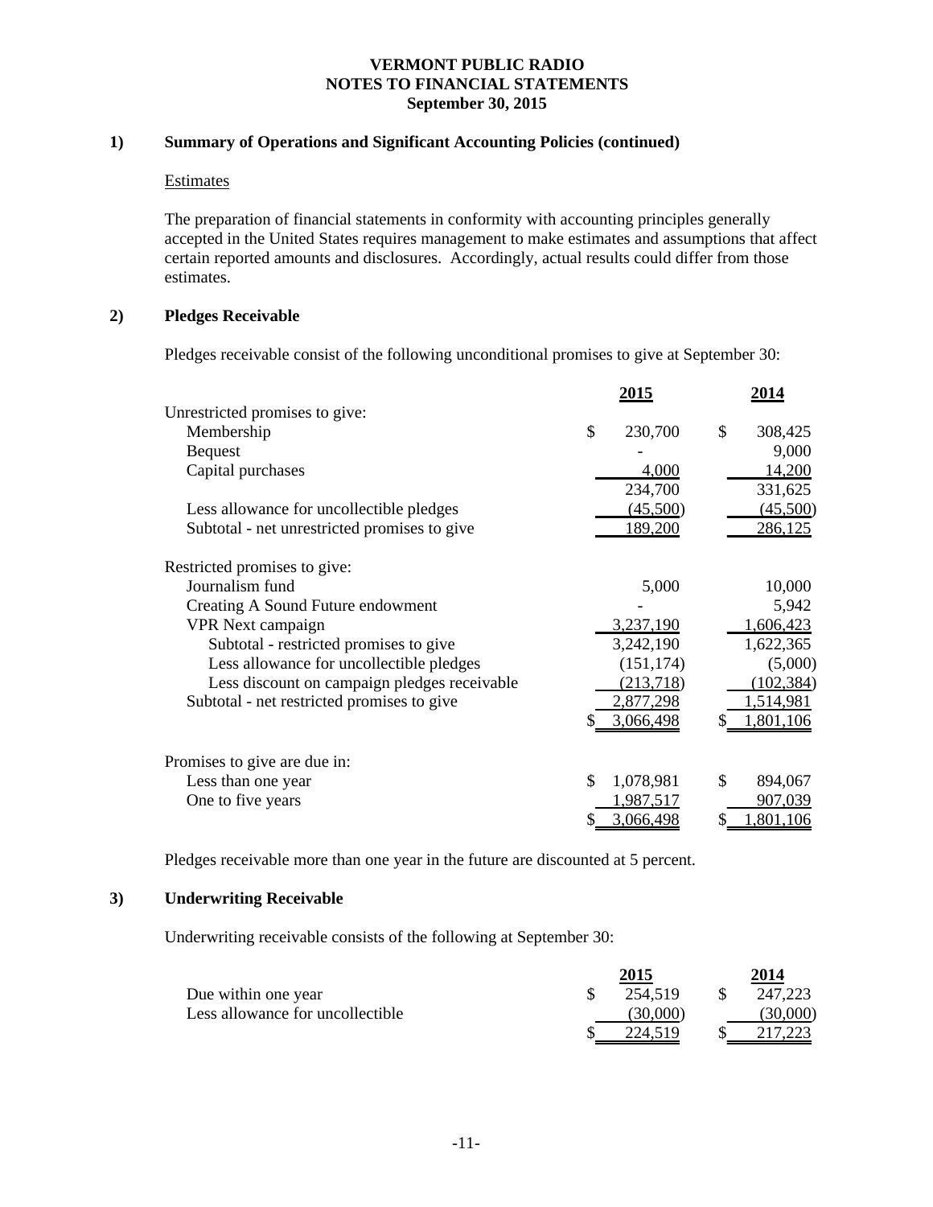**VERMONT PUBLIC RADIO**
**NOTES TO FINANCIAL STATEMENTS**
**September 30, 2015**

## 1) Summary of Operations and Significant Accounting Policies (continued)

### Estimates

The preparation of financial statements in conformity with accounting principles generally accepted in the United States requires management to make estimates and assumptions that affect certain reported amounts and disclosures. Accordingly, actual results could differ from those estimates.

## 2) Pledges Receivable

Pledges receivable consist of the following unconditional promises to give at September 30:

| | 2015 | 2014 |
|---|---|---|
| Unrestricted promises to give: | | |
| Membership | $ 230,700 | $ 308,425 |
| Bequest | - | 9,000 |
| Capital purchases | 4,000 | 14,200 |
| | 234,700 | 331,625 |
| Less allowance for uncollectible pledges | (45,500) | (45,500) |
| Subtotal - net unrestricted promises to give | 189,200 | 286,125 |
| Restricted promises to give: | | |
| Journalism fund | 5,000 | 10,000 |
| Creating A Sound Future endowment | - | 5,942 |
| VPR Next campaign | 3,237,190 | 1,606,423 |
| Subtotal - restricted promises to give | 3,242,190 | 1,622,365 |
| Less allowance for uncollectible pledges | (151,174) | (5,000) |
| Less discount on campaign pledges receivable | (213,718) | (102,384) |
| Subtotal - net restricted promises to give | 2,877,298 | 1,514,981 |
| | $ 3,066,498 | $ 1,801,106 |
| Promises to give are due in: | | |
| Less than one year | $ 1,078,981 | $ 894,067 |
| One to five years | 1,987,517 | 907,039 |
| | $ 3,066,498 | $ 1,801,106 |

Pledges receivable more than one year in the future are discounted at 5 percent.

## 3) Underwriting Receivable

Underwriting receivable consists of the following at September 30:

| | 2015 | 2014 |
|---|---|---|
| Due within one year | $ 254,519 | $ 247,223 |
| Less allowance for uncollectible | (30,000) | (30,000) |
| | $ 224,519 | $ 217,223 |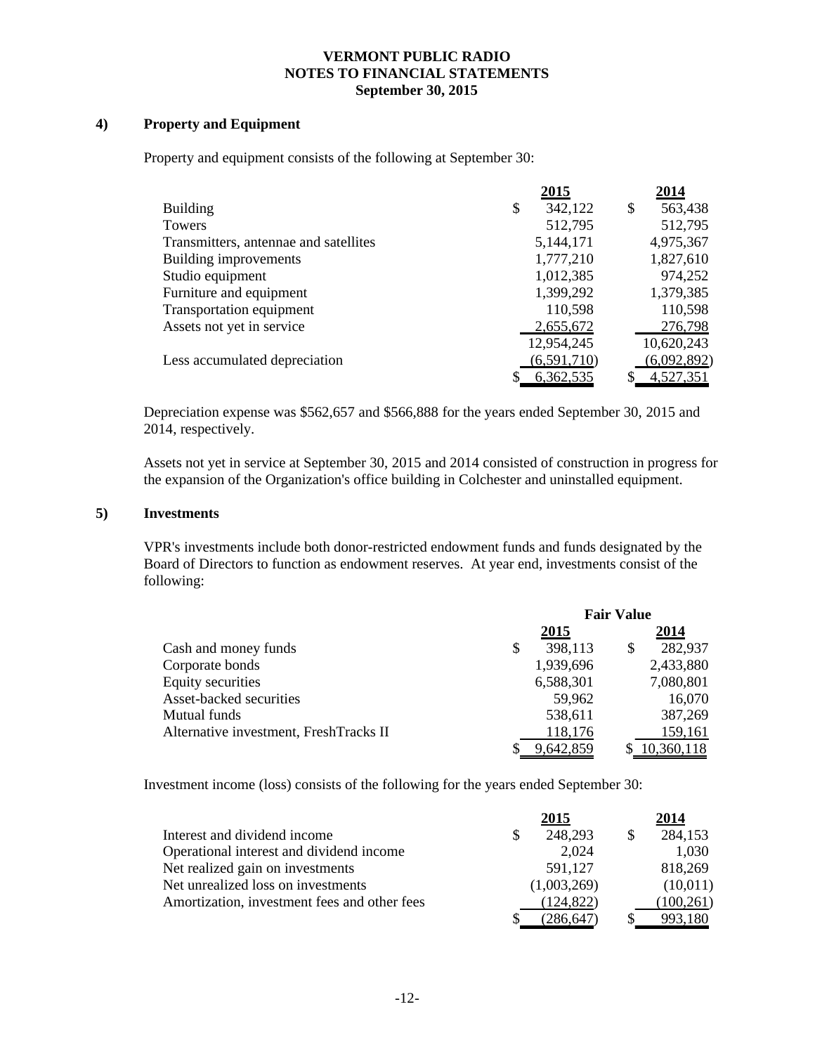**VERMONT PUBLIC RADIO**
**NOTES TO FINANCIAL STATEMENTS**
**September 30, 2015**

## 4) Property and Equipment

Property and equipment consists of the following at September 30:

| | 2015 | 2014 |
|---|---|---|
| Building | $ 342,122 | $ 563,438 |
| Towers | 512,795 | 512,795 |
| Transmitters, antennae and satellites | 5,144,171 | 4,975,367 |
| Building improvements | 1,777,210 | 1,827,610 |
| Studio equipment | 1,012,385 | 974,252 |
| Furniture and equipment | 1,399,292 | 1,379,385 |
| Transportation equipment | 110,598 | 110,598 |
| Assets not yet in service | 2,655,672 | 276,798 |
| | 12,954,245 | 10,620,243 |
| Less accumulated depreciation | (6,591,710) | (6,092,892) |
| | $ 6,362,535 | $ 4,527,351 |

Depreciation expense was $562,657 and $566,888 for the years ended September 30, 2015 and 2014, respectively.

Assets not yet in service at September 30, 2015 and 2014 consisted of construction in progress for the expansion of the Organization's office building in Colchester and uninstalled equipment.

## 5) Investments

VPR's investments include both donor-restricted endowment funds and funds designated by the Board of Directors to function as endowment reserves. At year end, investments consist of the following:

| | Fair Value | |
|---|---|---|
| | 2015 | 2014 |
| Cash and money funds | $ 398,113 | $ 282,937 |
| Corporate bonds | 1,939,696 | 2,433,880 |
| Equity securities | 6,588,301 | 7,080,801 |
| Asset-backed securities | 59,962 | 16,070 |
| Mutual funds | 538,611 | 387,269 |
| Alternative investment, FreshTracks II | 118,176 | 159,161 |
| | $ 9,642,859 | $ 10,360,118 |

Investment income (loss) consists of the following for the years ended September 30:

| | 2015 | 2014 |
|---|---|---|
| Interest and dividend income | $ 248,293 | $ 284,153 |
| Operational interest and dividend income | 2,024 | 1,030 |
| Net realized gain on investments | 591,127 | 818,269 |
| Net unrealized loss on investments | (1,003,269) | (10,011) |
| Amortization, investment fees and other fees | (124,822) | (100,261) |
| | $ (286,647) | $ 993,180 |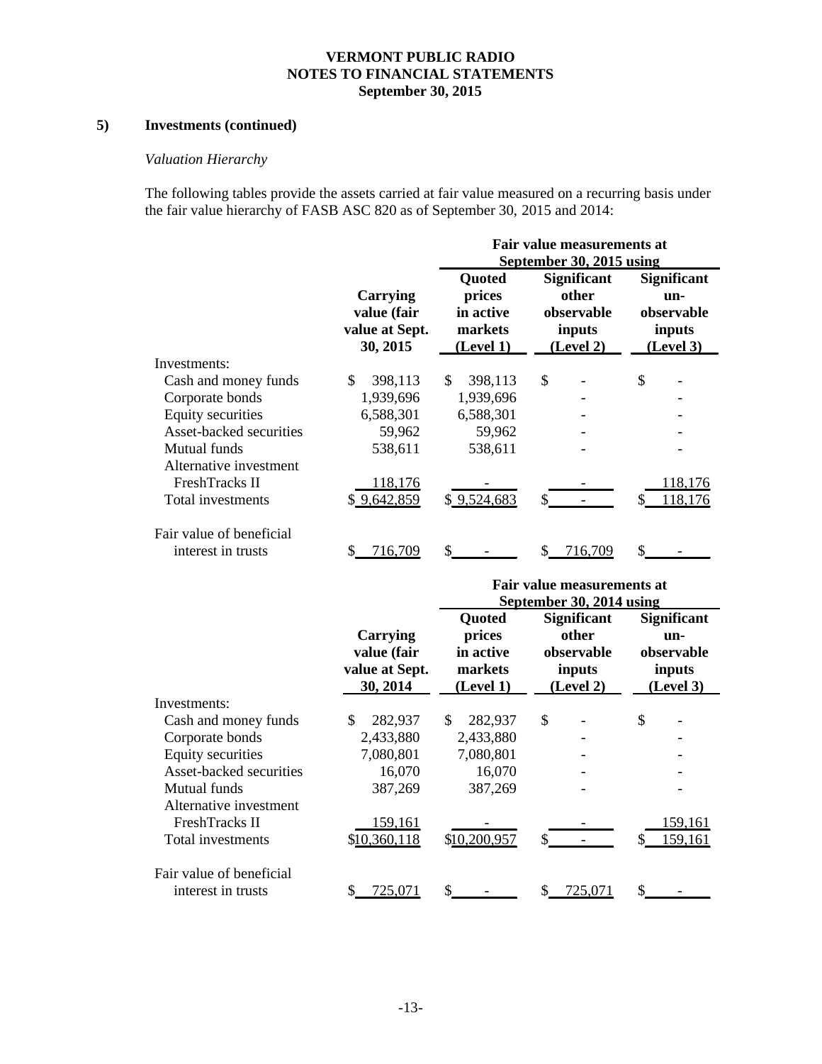**VERMONT PUBLIC RADIO**
**NOTES TO FINANCIAL STATEMENTS**
**September 30, 2015**

## 5) Investments (continued)

*Valuation Hierarchy*

The following tables provide the assets carried at fair value measured on a recurring basis under the fair value hierarchy of FASB ASC 820 as of September 30, 2015 and 2014:

| | | Fair value measurements at September 30, 2015 using | | |
|---|---|---|---|---|
| | **Carrying value (fair value at Sept. 30, 2015** | **Quoted prices in active markets (Level 1)** | **Significant other observable inputs (Level 2)** | **Significant un-observable inputs (Level 3)** |
| Investments: | | | | |
| Cash and money funds | $ 398,113 | $ 398,113 | $ - | $ - |
| Corporate bonds | 1,939,696 | 1,939,696 | - | - |
| Equity securities | 6,588,301 | 6,588,301 | - | - |
| Asset-backed securities | 59,962 | 59,962 | - | - |
| Mutual funds | 538,611 | 538,611 | - | - |
| Alternative investment FreshTracks II | 118,176 | - | - | 118,176 |
| Total investments | $ 9,642,859 | $ 9,524,683 | $ - | $ 118,176 |
| Fair value of beneficial interest in trusts | $ 716,709 | $ - | $ 716,709 | $ - |

| | | Fair value measurements at September 30, 2014 using | | |
|---|---|---|---|---|
| | **Carrying value (fair value at Sept. 30, 2014** | **Quoted prices in active markets (Level 1)** | **Significant other observable inputs (Level 2)** | **Significant un-observable inputs (Level 3)** |
| Investments: | | | | |
| Cash and money funds | $ 282,937 | $ 282,937 | $ - | $ - |
| Corporate bonds | 2,433,880 | 2,433,880 | - | - |
| Equity securities | 7,080,801 | 7,080,801 | - | - |
| Asset-backed securities | 16,070 | 16,070 | - | - |
| Mutual funds | 387,269 | 387,269 | - | - |
| Alternative investment FreshTracks II | 159,161 | - | - | 159,161 |
| Total investments | $10,360,118 | $10,200,957 | $ - | $ 159,161 |
| Fair value of beneficial interest in trusts | $ 725,071 | $ - | $ 725,071 | $ - |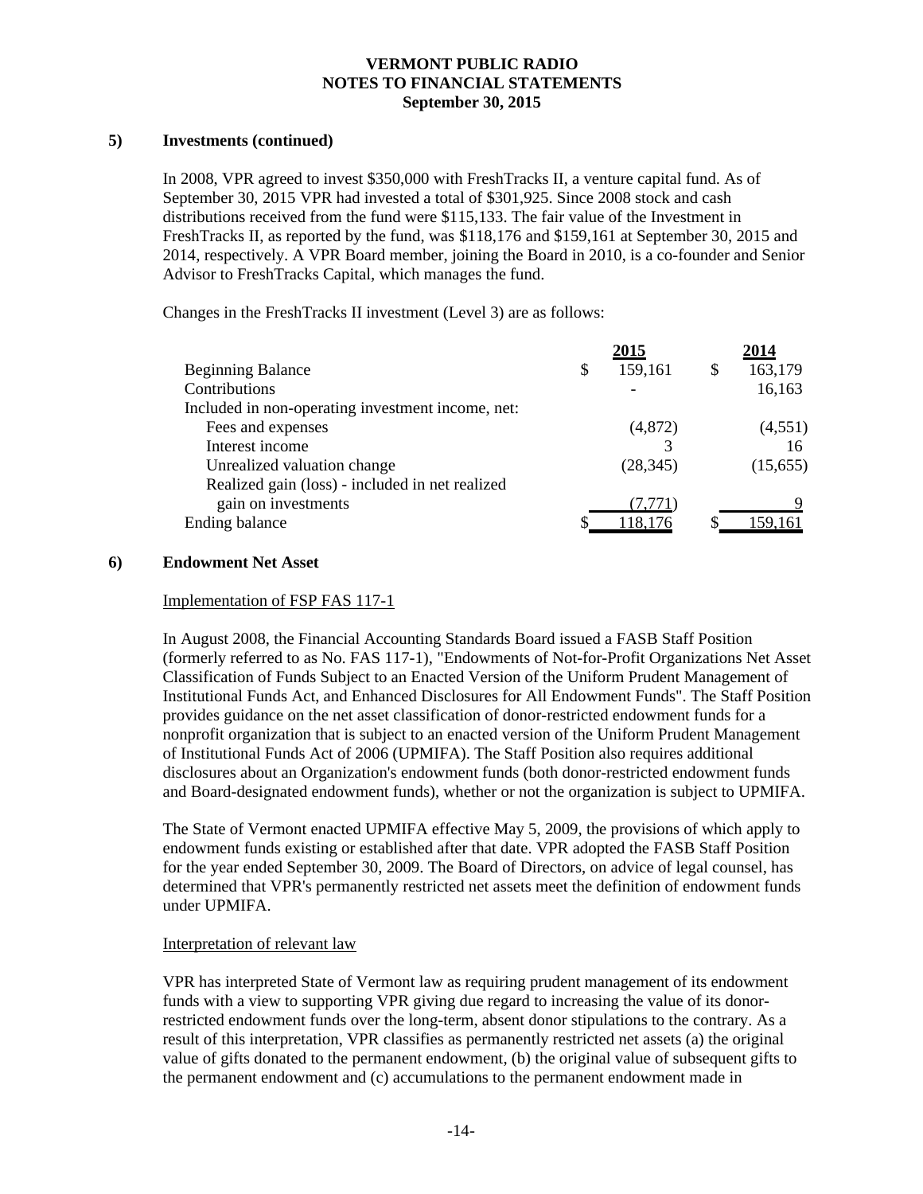### 5) Investments (continued)

In 2008, VPR agreed to invest $350,000 with FreshTracks II, a venture capital fund. As of September 30, 2015 VPR had invested a total of $301,925. Since 2008 stock and cash distributions received from the fund were $115,133. The fair value of the Investment in FreshTracks II, as reported by the fund, was $118,176 and $159,161 at September 30, 2015 and 2014, respectively. A VPR Board member, joining the Board in 2010, is a co-founder and Senior Advisor to FreshTracks Capital, which manages the fund.

Changes in the FreshTracks II investment (Level 3) are as follows:

| | 2015 | 2014 |
|---|---|---|
| Beginning Balance | $ 159,161 | $ 163,179 |
| Contributions | - | 16,163 |
| Included in non-operating investment income, net: | | |
| Fees and expenses | (4,872) | (4,551) |
| Interest income | 3 | 16 |
| Unrealized valuation change | (28,345) | (15,655) |
| Realized gain (loss) - included in net realized gain on investments | (7,771) | 9 |
| Ending balance | $ 118,176 | $ 159,161 |

### 6) Endowment Net Asset

Implementation of FSP FAS 117-1

In August 2008, the Financial Accounting Standards Board issued a FASB Staff Position (formerly referred to as No. FAS 117-1), "Endowments of Not-for-Profit Organizations Net Asset Classification of Funds Subject to an Enacted Version of the Uniform Prudent Management of Institutional Funds Act, and Enhanced Disclosures for All Endowment Funds". The Staff Position provides guidance on the net asset classification of donor-restricted endowment funds for a nonprofit organization that is subject to an enacted version of the Uniform Prudent Management of Institutional Funds Act of 2006 (UPMIFA). The Staff Position also requires additional disclosures about an Organization's endowment funds (both donor-restricted endowment funds and Board-designated endowment funds), whether or not the organization is subject to UPMIFA.

The State of Vermont enacted UPMIFA effective May 5, 2009, the provisions of which apply to endowment funds existing or established after that date. VPR adopted the FASB Staff Position for the year ended September 30, 2009. The Board of Directors, on advice of legal counsel, has determined that VPR's permanently restricted net assets meet the definition of endowment funds under UPMIFA.

Interpretation of relevant law

VPR has interpreted State of Vermont law as requiring prudent management of its endowment funds with a view to supporting VPR giving due regard to increasing the value of its donor-restricted endowment funds over the long-term, absent donor stipulations to the contrary. As a result of this interpretation, VPR classifies as permanently restricted net assets (a) the original value of gifts donated to the permanent endowment, (b) the original value of subsequent gifts to the permanent endowment and (c) accumulations to the permanent endowment made in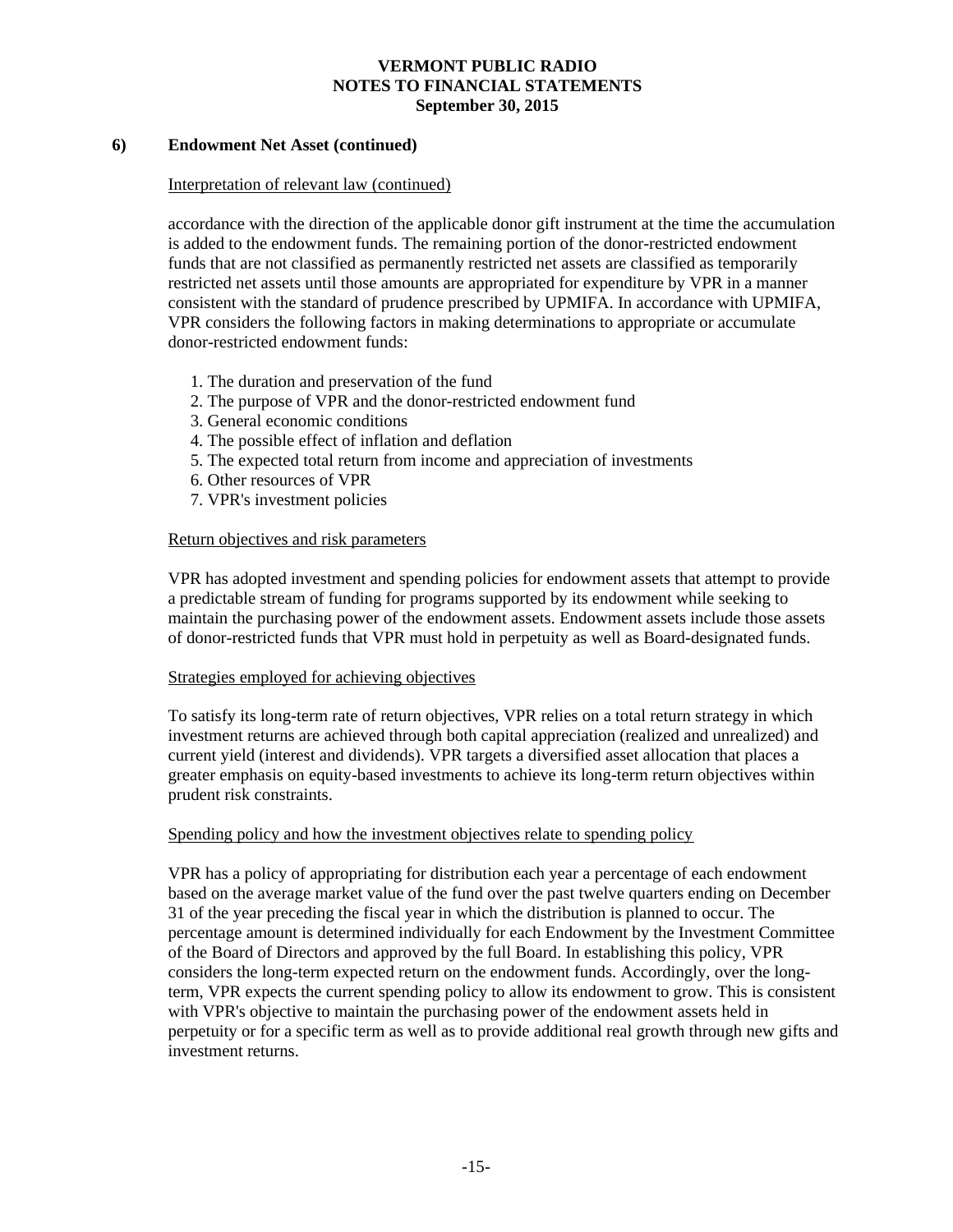## 6) Endowment Net Asset (continued)

Interpretation of relevant law (continued)

accordance with the direction of the applicable donor gift instrument at the time the accumulation is added to the endowment funds. The remaining portion of the donor-restricted endowment funds that are not classified as permanently restricted net assets are classified as temporarily restricted net assets until those amounts are appropriated for expenditure by VPR in a manner consistent with the standard of prudence prescribed by UPMIFA. In accordance with UPMIFA, VPR considers the following factors in making determinations to appropriate or accumulate donor-restricted endowment funds:

1. The duration and preservation of the fund
2. The purpose of VPR and the donor-restricted endowment fund
3. General economic conditions
4. The possible effect of inflation and deflation
5. The expected total return from income and appreciation of investments
6. Other resources of VPR
7. VPR's investment policies

Return objectives and risk parameters

VPR has adopted investment and spending policies for endowment assets that attempt to provide a predictable stream of funding for programs supported by its endowment while seeking to maintain the purchasing power of the endowment assets. Endowment assets include those assets of donor-restricted funds that VPR must hold in perpetuity as well as Board-designated funds.

Strategies employed for achieving objectives

To satisfy its long-term rate of return objectives, VPR relies on a total return strategy in which investment returns are achieved through both capital appreciation (realized and unrealized) and current yield (interest and dividends). VPR targets a diversified asset allocation that places a greater emphasis on equity-based investments to achieve its long-term return objectives within prudent risk constraints.

Spending policy and how the investment objectives relate to spending policy

VPR has a policy of appropriating for distribution each year a percentage of each endowment based on the average market value of the fund over the past twelve quarters ending on December 31 of the year preceding the fiscal year in which the distribution is planned to occur. The percentage amount is determined individually for each Endowment by the Investment Committee of the Board of Directors and approved by the full Board. In establishing this policy, VPR considers the long-term expected return on the endowment funds. Accordingly, over the long-term, VPR expects the current spending policy to allow its endowment to grow. This is consistent with VPR's objective to maintain the purchasing power of the endowment assets held in perpetuity or for a specific term as well as to provide additional real growth through new gifts and investment returns.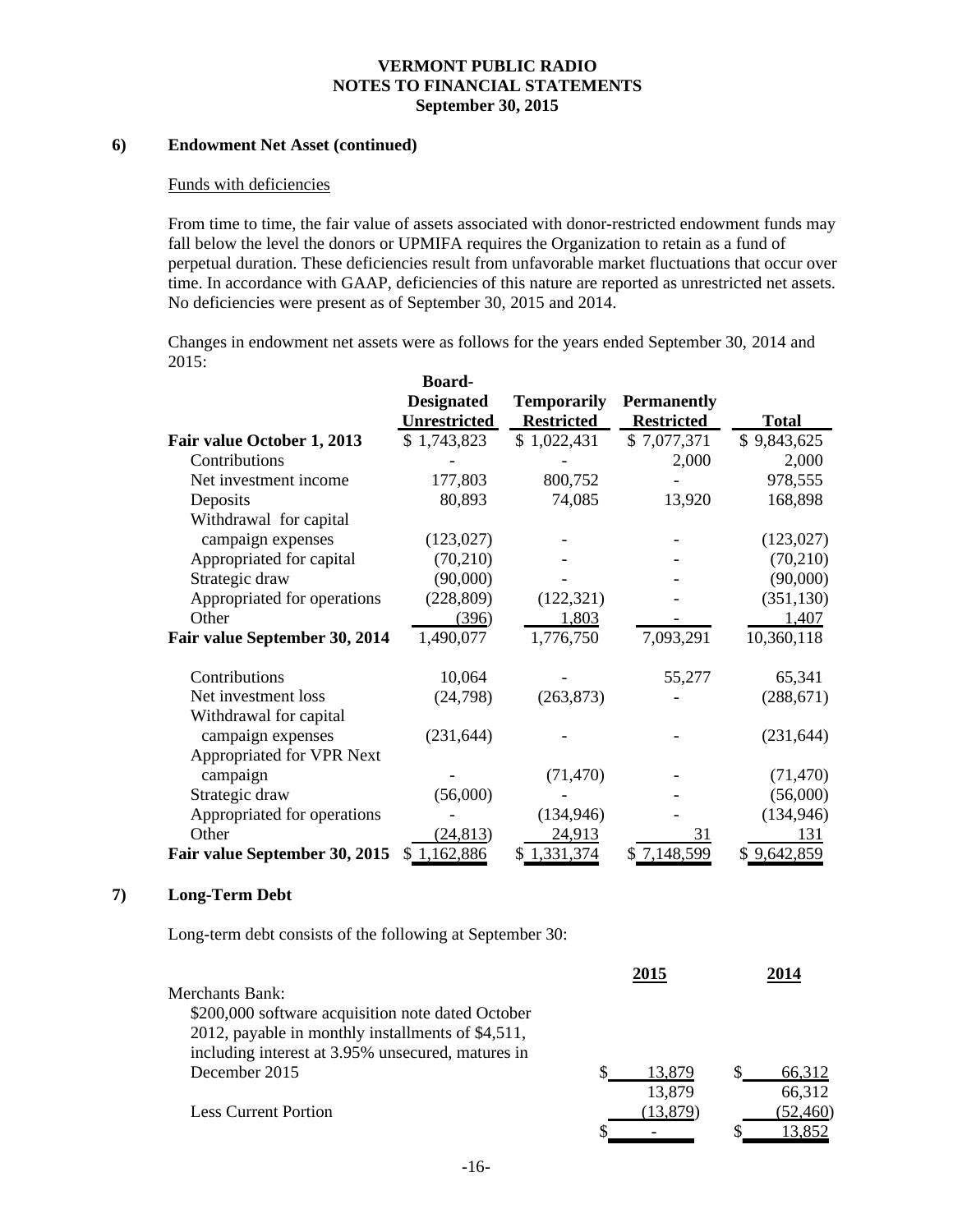## 6) Endowment Net Asset (continued)

Funds with deficiencies

From time to time, the fair value of assets associated with donor-restricted endowment funds may fall below the level the donors or UPMIFA requires the Organization to retain as a fund of perpetual duration. These deficiencies result from unfavorable market fluctuations that occur over time. In accordance with GAAP, deficiencies of this nature are reported as unrestricted net assets. No deficiencies were present as of September 30, 2015 and 2014.

Changes in endowment net assets were as follows for the years ended September 30, 2014 and 2015:

| | Board-Designated Unrestricted | Temporarily Restricted | Permanently Restricted | Total |
|---|---|---|---|---|
| **Fair value October 1, 2013** | $ 1,743,823 | $ 1,022,431 | $ 7,077,371 | $ 9,843,625 |
| Contributions | - | - | 2,000 | 2,000 |
| Net investment income | 177,803 | 800,752 | - | 978,555 |
| Deposits | 80,893 | 74,085 | 13,920 | 168,898 |
| Withdrawal for capital campaign expenses | (123,027) | - | - | (123,027) |
| Appropriated for capital | (70,210) | - | - | (70,210) |
| Strategic draw | (90,000) | - | - | (90,000) |
| Appropriated for operations | (228,809) | (122,321) | - | (351,130) |
| Other | (396) | 1,803 | - | 1,407 |
| **Fair value September 30, 2014** | 1,490,077 | 1,776,750 | 7,093,291 | 10,360,118 |
| Contributions | 10,064 | - | 55,277 | 65,341 |
| Net investment loss | (24,798) | (263,873) | - | (288,671) |
| Withdrawal for capital campaign expenses | (231,644) | - | - | (231,644) |
| Appropriated for VPR Next campaign | - | (71,470) | - | (71,470) |
| Strategic draw | (56,000) | - | - | (56,000) |
| Appropriated for operations | - | (134,946) | - | (134,946) |
| Other | (24,813) | 24,913 | 31 | 131 |
| **Fair value September 30, 2015** | $ 1,162,886 | $ 1,331,374 | $ 7,148,599 | $ 9,642,859 |

## 7) Long-Term Debt

Long-term debt consists of the following at September 30:

| | 2015 | 2014 |
|---|---|---|
| Merchants Bank: | | |
| $200,000 software acquisition note dated October 2012, payable in monthly installments of $4,511, including interest at 3.95% unsecured, matures in December 2015 | $ 13,879 | $ 66,312 |
| | 13,879 | 66,312 |
| Less Current Portion | (13,879) | (52,460) |
| | $ - | $ 13,852 |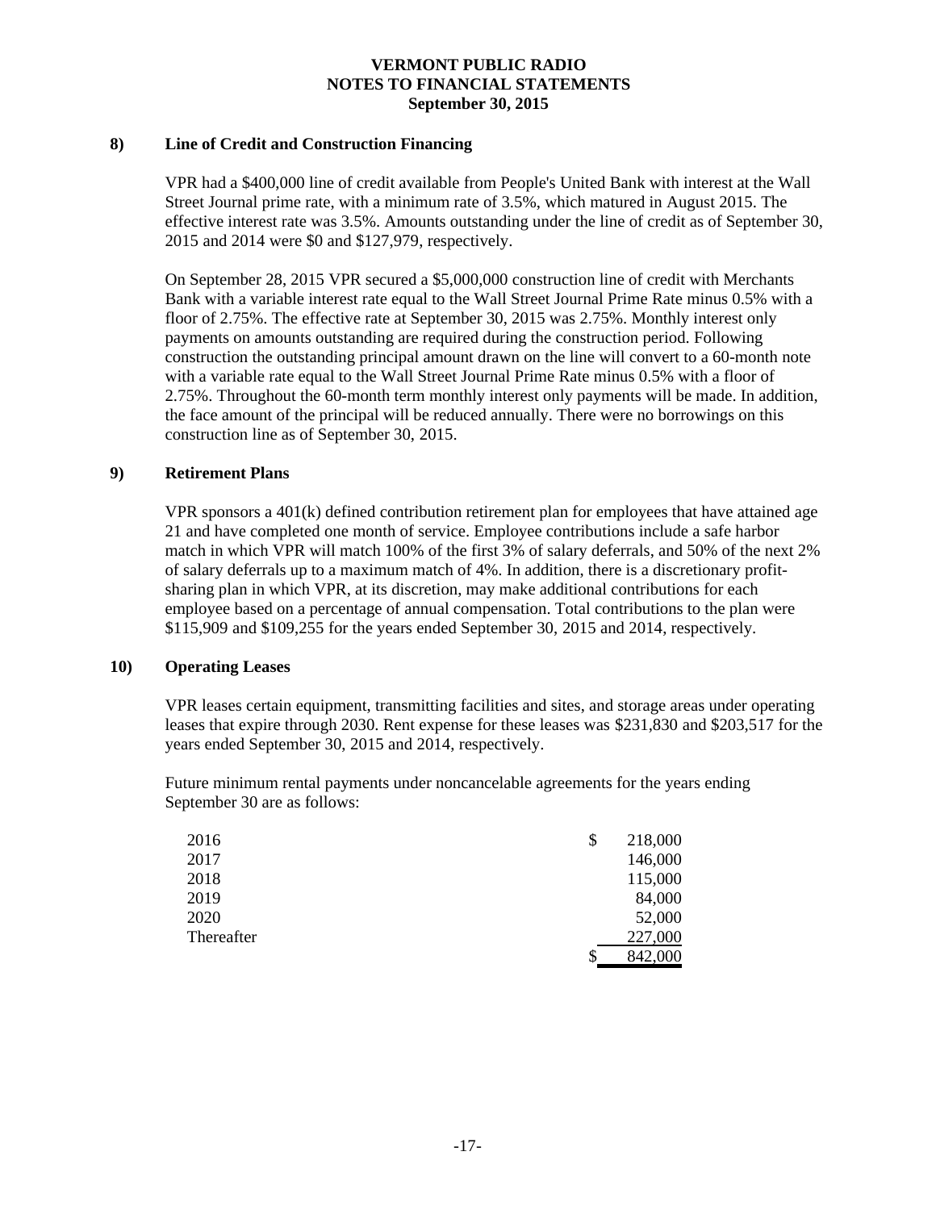**VERMONT PUBLIC RADIO**
**NOTES TO FINANCIAL STATEMENTS**
**September 30, 2015**

## 8) Line of Credit and Construction Financing

VPR had a $400,000 line of credit available from People's United Bank with interest at the Wall Street Journal prime rate, with a minimum rate of 3.5%, which matured in August 2015. The effective interest rate was 3.5%. Amounts outstanding under the line of credit as of September 30, 2015 and 2014 were $0 and $127,979, respectively.

On September 28, 2015 VPR secured a $5,000,000 construction line of credit with Merchants Bank with a variable interest rate equal to the Wall Street Journal Prime Rate minus 0.5% with a floor of 2.75%. The effective rate at September 30, 2015 was 2.75%. Monthly interest only payments on amounts outstanding are required during the construction period. Following construction the outstanding principal amount drawn on the line will convert to a 60-month note with a variable rate equal to the Wall Street Journal Prime Rate minus 0.5% with a floor of 2.75%. Throughout the 60-month term monthly interest only payments will be made. In addition, the face amount of the principal will be reduced annually. There were no borrowings on this construction line as of September 30, 2015.

## 9) Retirement Plans

VPR sponsors a 401(k) defined contribution retirement plan for employees that have attained age 21 and have completed one month of service. Employee contributions include a safe harbor match in which VPR will match 100% of the first 3% of salary deferrals, and 50% of the next 2% of salary deferrals up to a maximum match of 4%. In addition, there is a discretionary profit-sharing plan in which VPR, at its discretion, may make additional contributions for each employee based on a percentage of annual compensation. Total contributions to the plan were $115,909 and $109,255 for the years ended September 30, 2015 and 2014, respectively.

## 10) Operating Leases

VPR leases certain equipment, transmitting facilities and sites, and storage areas under operating leases that expire through 2030. Rent expense for these leases was $231,830 and $203,517 for the years ended September 30, 2015 and 2014, respectively.

Future minimum rental payments under noncancelable agreements for the years ending September 30 are as follows:

| Year | Amount |
|---|---|
| 2016 | $ 218,000 |
| 2017 | 146,000 |
| 2018 | 115,000 |
| 2019 | 84,000 |
| 2020 | 52,000 |
| Thereafter | 227,000 |
| | $ 842,000 |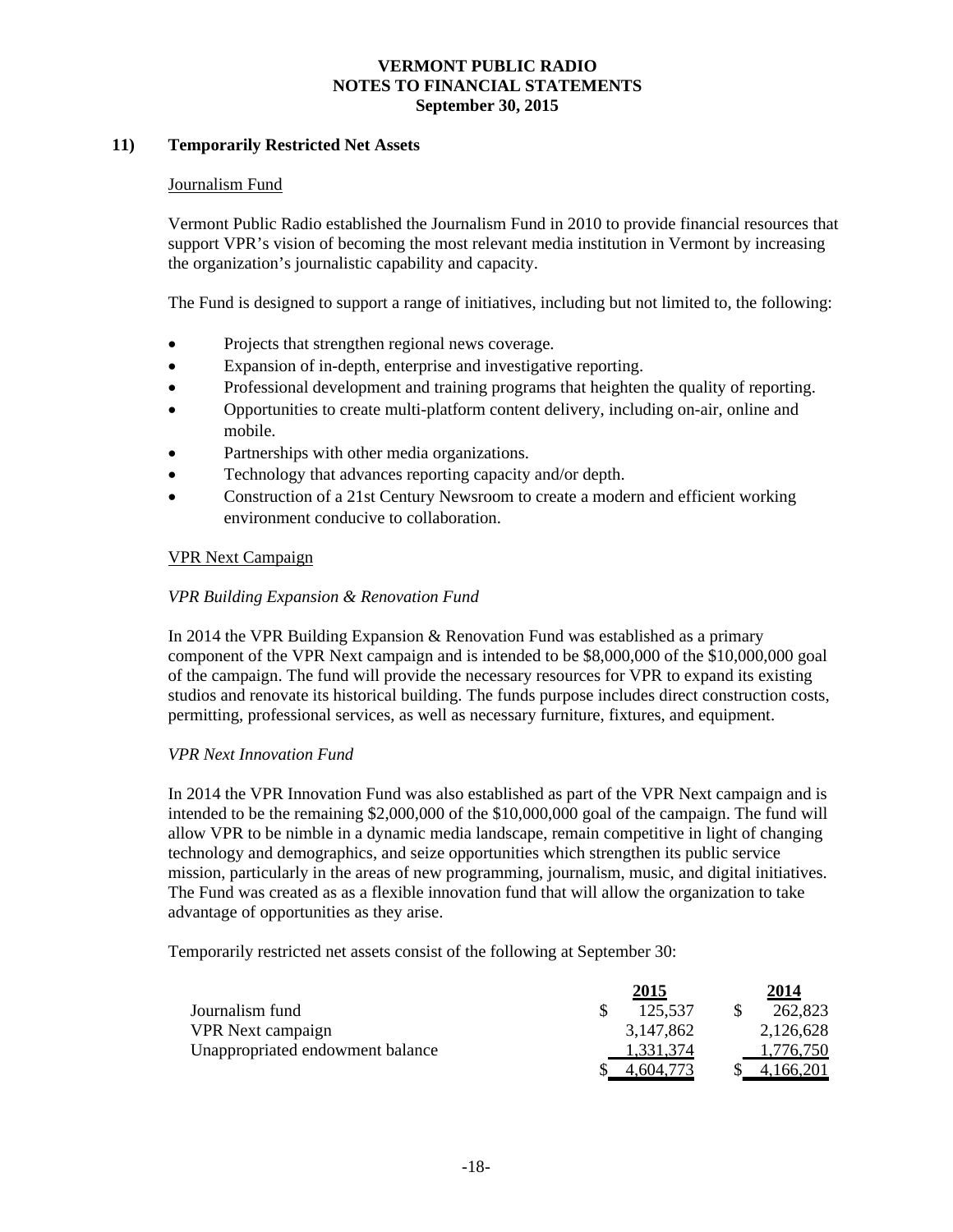## 11) Temporarily Restricted Net Assets

Journalism Fund

Vermont Public Radio established the Journalism Fund in 2010 to provide financial resources that support VPR's vision of becoming the most relevant media institution in Vermont by increasing the organization's journalistic capability and capacity.

The Fund is designed to support a range of initiatives, including but not limited to, the following:

- Projects that strengthen regional news coverage.
- Expansion of in-depth, enterprise and investigative reporting.
- Professional development and training programs that heighten the quality of reporting.
- Opportunities to create multi-platform content delivery, including on-air, online and mobile.
- Partnerships with other media organizations.
- Technology that advances reporting capacity and/or depth.
- Construction of a 21st Century Newsroom to create a modern and efficient working environment conducive to collaboration.

VPR Next Campaign

*VPR Building Expansion & Renovation Fund*

In 2014 the VPR Building Expansion & Renovation Fund was established as a primary component of the VPR Next campaign and is intended to be $8,000,000 of the $10,000,000 goal of the campaign. The fund will provide the necessary resources for VPR to expand its existing studios and renovate its historical building. The funds purpose includes direct construction costs, permitting, professional services, as well as necessary furniture, fixtures, and equipment.

*VPR Next Innovation Fund*

In 2014 the VPR Innovation Fund was also established as part of the VPR Next campaign and is intended to be the remaining $2,000,000 of the $10,000,000 goal of the campaign. The fund will allow VPR to be nimble in a dynamic media landscape, remain competitive in light of changing technology and demographics, and seize opportunities which strengthen its public service mission, particularly in the areas of new programming, journalism, music, and digital initiatives. The Fund was created as as a flexible innovation fund that will allow the organization to take advantage of opportunities as they arise.

Temporarily restricted net assets consist of the following at September 30:

| | 2015 | 2014 |
|---|---|---|
| Journalism fund | $ 125,537 | $ 262,823 |
| VPR Next campaign | 3,147,862 | 2,126,628 |
| Unappropriated endowment balance | 1,331,374 | 1,776,750 |
| | $ 4,604,773 | $ 4,166,201 |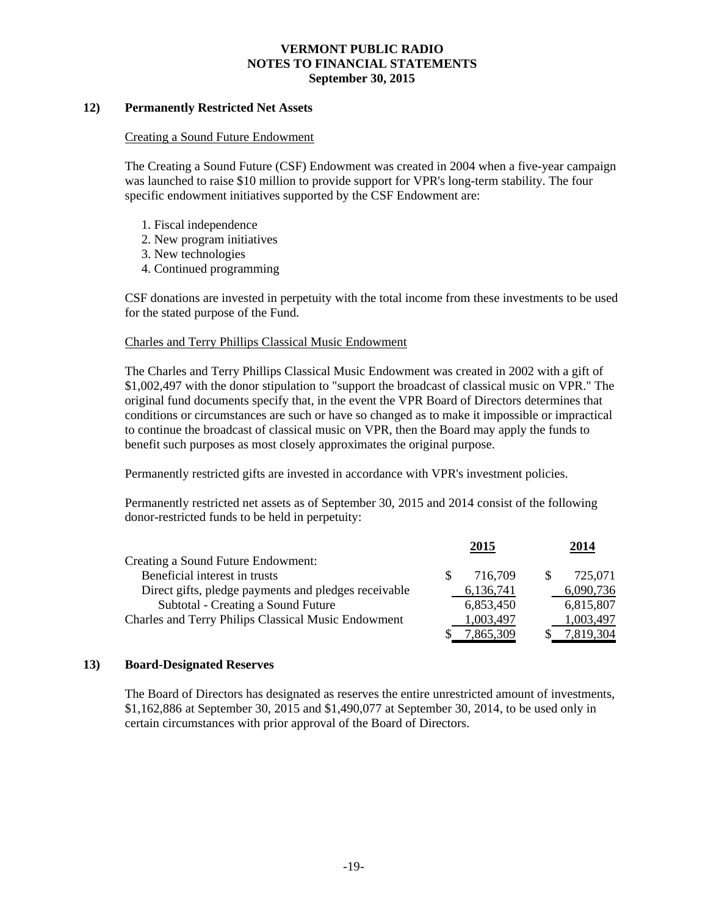# VERMONT PUBLIC RADIO
# NOTES TO FINANCIAL STATEMENTS
# September 30, 2015

## 12) Permanently Restricted Net Assets

### Creating a Sound Future Endowment

The Creating a Sound Future (CSF) Endowment was created in 2004 when a five-year campaign was launched to raise $10 million to provide support for VPR's long-term stability. The four specific endowment initiatives supported by the CSF Endowment are:

1. Fiscal independence
2. New program initiatives
3. New technologies
4. Continued programming

CSF donations are invested in perpetuity with the total income from these investments to be used for the stated purpose of the Fund.

### Charles and Terry Phillips Classical Music Endowment

The Charles and Terry Phillips Classical Music Endowment was created in 2002 with a gift of $1,002,497 with the donor stipulation to "support the broadcast of classical music on VPR." The original fund documents specify that, in the event the VPR Board of Directors determines that conditions or circumstances are such or have so changed as to make it impossible or impractical to continue the broadcast of classical music on VPR, then the Board may apply the funds to benefit such purposes as most closely approximates the original purpose.

Permanently restricted gifts are invested in accordance with VPR's investment policies.

Permanently restricted net assets as of September 30, 2015 and 2014 consist of the following donor-restricted funds to be held in perpetuity:

| | 2015 | 2014 |
|---|---|---|
| Creating a Sound Future Endowment: | | |
| Beneficial interest in trusts | $ 716,709 | $ 725,071 |
| Direct gifts, pledge payments and pledges receivable | 6,136,741 | 6,090,736 |
| Subtotal - Creating a Sound Future | 6,853,450 | 6,815,807 |
| Charles and Terry Philips Classical Music Endowment | 1,003,497 | 1,003,497 |
| | $ 7,865,309 | $ 7,819,304 |

## 13) Board-Designated Reserves

The Board of Directors has designated as reserves the entire unrestricted amount of investments, $1,162,886 at September 30, 2015 and $1,490,077 at September 30, 2014, to be used only in certain circumstances with prior approval of the Board of Directors.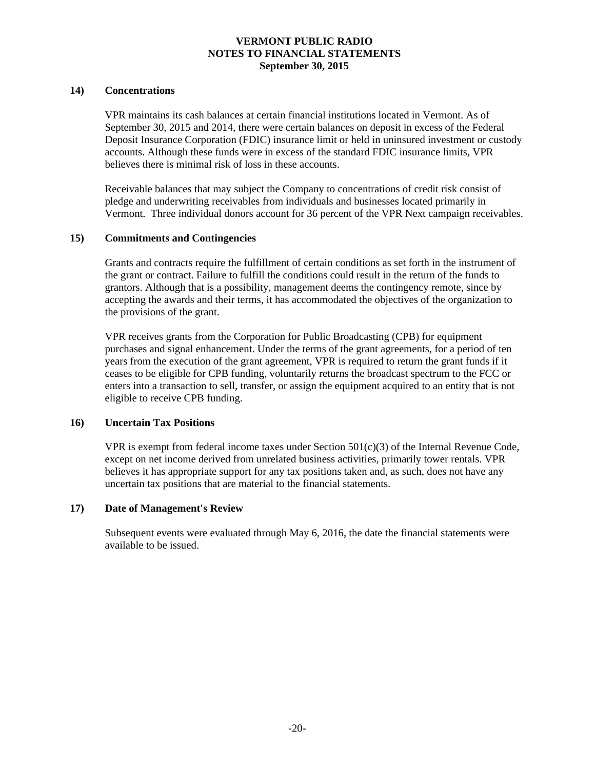**VERMONT PUBLIC RADIO**
**NOTES TO FINANCIAL STATEMENTS**
**September 30, 2015**

## 14) Concentrations

VPR maintains its cash balances at certain financial institutions located in Vermont. As of September 30, 2015 and 2014, there were certain balances on deposit in excess of the Federal Deposit Insurance Corporation (FDIC) insurance limit or held in uninsured investment or custody accounts. Although these funds were in excess of the standard FDIC insurance limits, VPR believes there is minimal risk of loss in these accounts.

Receivable balances that may subject the Company to concentrations of credit risk consist of pledge and underwriting receivables from individuals and businesses located primarily in Vermont. Three individual donors account for 36 percent of the VPR Next campaign receivables.

## 15) Commitments and Contingencies

Grants and contracts require the fulfillment of certain conditions as set forth in the instrument of the grant or contract. Failure to fulfill the conditions could result in the return of the funds to grantors. Although that is a possibility, management deems the contingency remote, since by accepting the awards and their terms, it has accommodated the objectives of the organization to the provisions of the grant.

VPR receives grants from the Corporation for Public Broadcasting (CPB) for equipment purchases and signal enhancement. Under the terms of the grant agreements, for a period of ten years from the execution of the grant agreement, VPR is required to return the grant funds if it ceases to be eligible for CPB funding, voluntarily returns the broadcast spectrum to the FCC or enters into a transaction to sell, transfer, or assign the equipment acquired to an entity that is not eligible to receive CPB funding.

## 16) Uncertain Tax Positions

VPR is exempt from federal income taxes under Section 501(c)(3) of the Internal Revenue Code, except on net income derived from unrelated business activities, primarily tower rentals. VPR believes it has appropriate support for any tax positions taken and, as such, does not have any uncertain tax positions that are material to the financial statements.

## 17) Date of Management's Review

Subsequent events were evaluated through May 6, 2016, the date the financial statements were available to be issued.